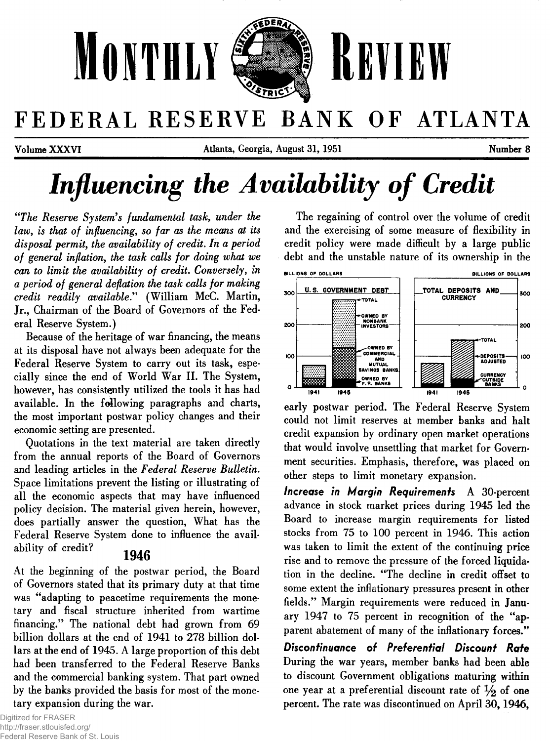# MONTHLY REVIEW

## FEDERAL RESERVE BANK OF ATLANTA

Volume XXXVI — Atlanta, Georgia, August 31, 1951 — Number 8

# *Influencing the Availability of Credit*

*"The Reserve System's fundamental task, under the law, is that of influencing, so far as the means at its disposal permit, the availability of credit. In a period of general inflation, the task calls for doing what we can to limit the availability of credit. Conversely, in a period of general deflation the task calls for making credit readily available."* (William McC. Martin, Jr., Chairman of the Board of Governors of the Federal Reserve System.)

Because of the heritage of war financing, the means at its disposal have not always been adequate for the Federal Reserve System to carry out its task, especially since the end of World War II. The System, however, has consistently utilized the tools it has had available. In the following paragraphs and charts, the most important postwar policy changes and their economic setting are presented.

Quotations in the text material are taken directly from the annual reports of the Board of Governors and leading articles in the *Federal Reserve Bulletin.* Space limitations prevent the listing or illustrating of all the economic aspects that may have influenced policy decision. The material given herein, however, does partially answer the question, What has the Federal Reserve System done to influence the availability of credit?

## 1946

At the beginning of the postwar period, the Board of Governors stated that its primary duty at that time was "adapting to peacetime requirements the monetary and fiscal structure inherited from wartime financing." The national debt had grown from 69 billion dollars at the end of 1941 to 278 billion dollars at the end of 1945. A large proportion of this debt had been transferred to the Federal Reserve Banks and the commercial banking system. That part owned by the banks provided the basis for most of the monetary expansion during the war.

The regaining of control over the volume of credit and the exercising of some measure of flexibility in credit policy were made difficult by a large public debt and the unstable nature of its ownership in the early postwar period. The Federal Reserve System could not limit reserves at member banks and halt credit expansion by ordinary open market operations that would involve unsettling that market for Government securities. Emphasis, therefore, was placed on other steps to limit monetary expansion.

***Increase in Margin Requirements*** A 30-percent advance in stock market prices during 1945 led the Board to increase margin requirements for listed stocks from 75 to 100 percent in 1946. This action was taken to limit the extent of the continuing price rise and to remove the pressure of the forced liquidation in the decline. "The decline in credit offset to some extent the inflationary pressures present in other fields." Margin requirements were reduced in January 1947 to 75 percent in recognition of the "apparent abatement of many of the inflationary forces."

***Discontinuance of Preferential Discount Rate*** During the war years, member banks had been able to discount Government obligations maturing within one year at a preferential discount rate of ½ of one percent. The rate was discontinued on April 30, 1946,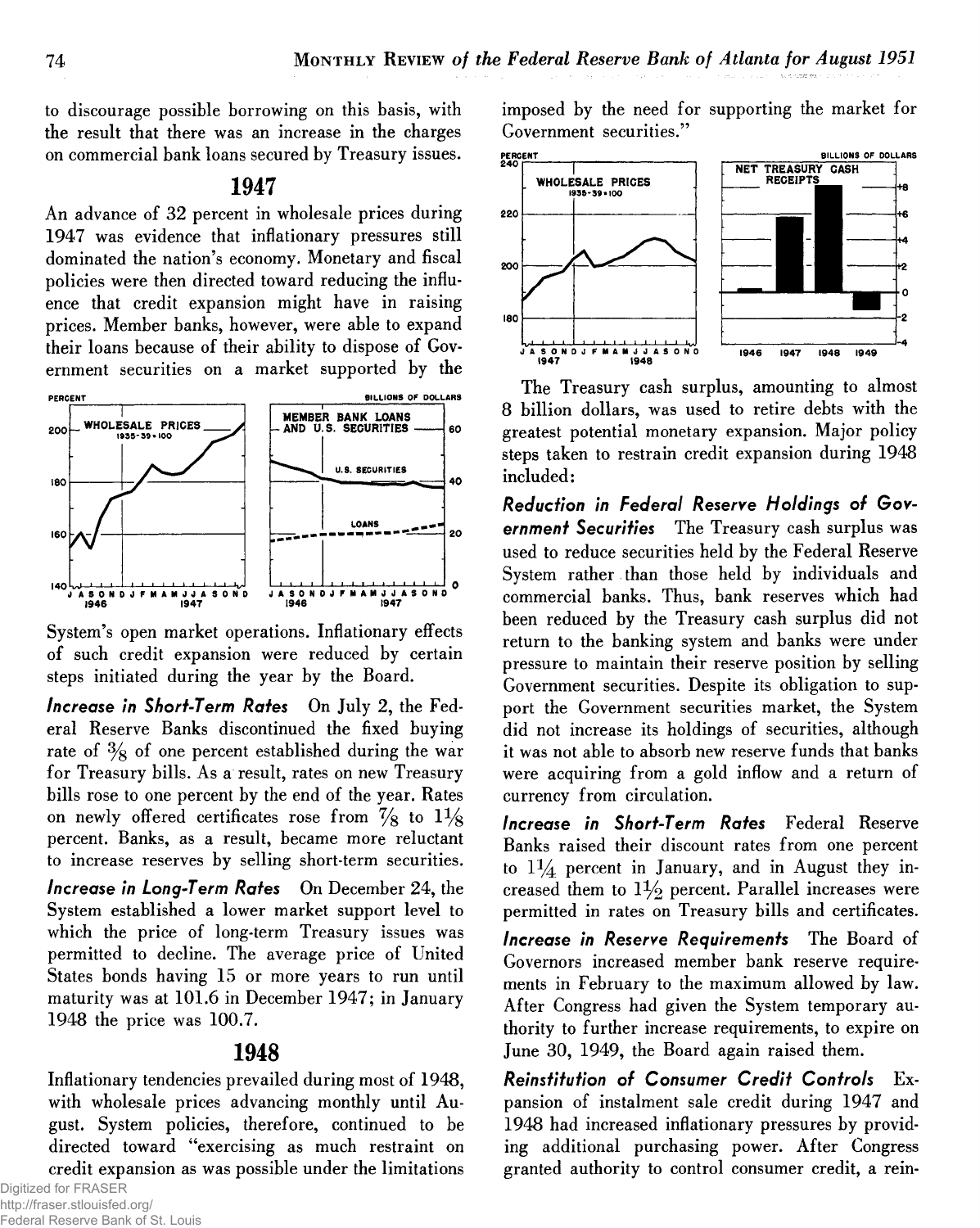to discourage possible borrowing on this basis, with the result that there was an increase in the charges on commercial bank loans secured by Treasury issues.

## 1947

An advance of 32 percent in wholesale prices during 1947 was evidence that inflationary pressures still dominated the nation's economy. Monetary and fiscal policies were then directed toward reducing the influence that credit expansion might have in raising prices. Member banks, however, were able to expand their loans because of their ability to dispose of Government securities on a market supported by the System's open market operations. Inflationary effects of such credit expansion were reduced by certain steps initiated during the year by the Board.

***Increase in Short-Term Rates*** On July 2, the Federal Reserve Banks discontinued the fixed buying rate of $\frac{3}{8}$ of one percent established during the war for Treasury bills. As a result, rates on new Treasury bills rose to one percent by the end of the year. Rates on newly offered certificates rose from $\frac{7}{8}$ to $1\frac{1}{8}$ percent. Banks, as a result, became more reluctant to increase reserves by selling short-term securities.

***Increase in Long-Term Rates*** On December 24, the System established a lower market support level to which the price of long-term Treasury issues was permitted to decline. The average price of United States bonds having 15 or more years to run until maturity was at 101.6 in December 1947; in January 1948 the price was 100.7.

## 1948

Inflationary tendencies prevailed during most of 1948, with wholesale prices advancing monthly until August. System policies, therefore, continued to be directed toward "exercising as much restraint on credit expansion as was possible under the limitations imposed by the need for supporting the market for Government securities."

The Treasury cash surplus, amounting to almost 8 billion dollars, was used to retire debts with the greatest potential monetary expansion. Major policy steps taken to restrain credit expansion during 1948 included:

***Reduction in Federal Reserve Holdings of Government Securities*** The Treasury cash surplus was used to reduce securities held by the Federal Reserve System rather than those held by individuals and commercial banks. Thus, bank reserves which had been reduced by the Treasury cash surplus did not return to the banking system and banks were under pressure to maintain their reserve position by selling Government securities. Despite its obligation to support the Government securities market, the System did not increase its holdings of securities, although it was not able to absorb new reserve funds that banks were acquiring from a gold inflow and a return of currency from circulation.

***Increase in Short-Term Rates*** Federal Reserve Banks raised their discount rates from one percent to $1\frac{1}{4}$ percent in January, and in August they increased them to $1\frac{1}{2}$ percent. Parallel increases were permitted in rates on Treasury bills and certificates.

***Increase in Reserve Requirements*** The Board of Governors increased member bank reserve requirements in February to the maximum allowed by law. After Congress had given the System temporary authority to further increase requirements, to expire on June 30, 1949, the Board again raised them.

***Reinstitution of Consumer Credit Controls*** Expansion of instalment sale credit during 1947 and 1948 had increased inflationary pressures by providing additional purchasing power. After Congress granted authority to control consumer credit, a rein-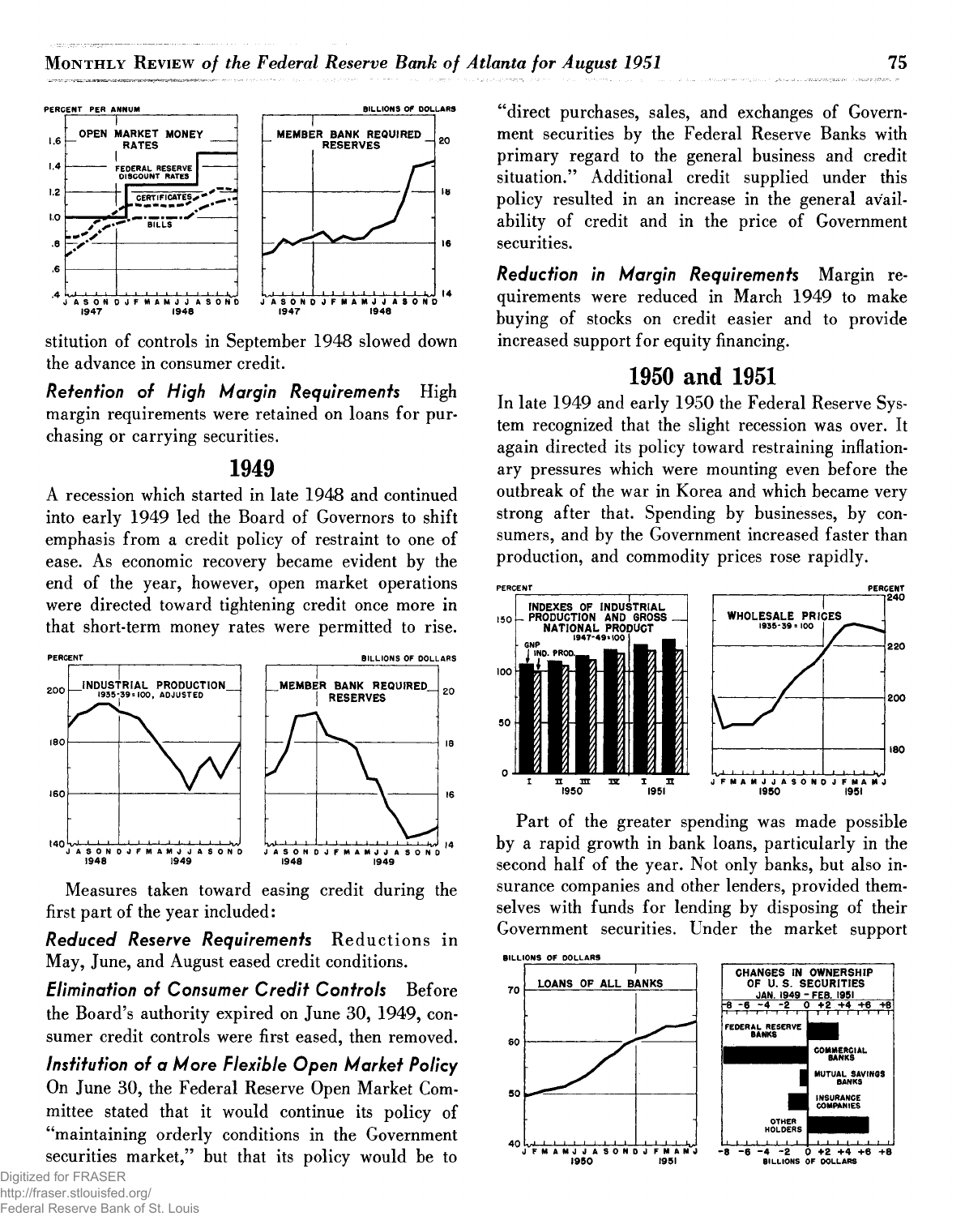stitution of controls in September 1948 slowed down the advance in consumer credit.

***Retention of High Margin Requirements*** High margin requirements were retained on loans for purchasing or carrying securities.

## 1949

A recession which started in late 1948 and continued into early 1949 led the Board of Governors to shift emphasis from a credit policy of restraint to one of ease. As economic recovery became evident by the end of the year, however, open market operations were directed toward tightening credit once more in that short-term money rates were permitted to rise.

Measures taken toward easing credit during the first part of the year included:

***Reduced Reserve Requirements*** Reductions in May, June, and August eased credit conditions.

***Elimination of Consumer Credit Controls*** Before the Board's authority expired on June 30, 1949, consumer credit controls were first eased, then removed.

***Institution of a More Flexible Open Market Policy*** On June 30, the Federal Reserve Open Market Committee stated that it would continue its policy of "maintaining orderly conditions in the Government securities market," but that its policy would be to "direct purchases, sales, and exchanges of Government securities by the Federal Reserve Banks with primary regard to the general business and credit situation." Additional credit supplied under this policy resulted in an increase in the general availability of credit and in the price of Government securities.

***Reduction in Margin Requirements*** Margin requirements were reduced in March 1949 to make buying of stocks on credit easier and to provide increased support for equity financing.

## 1950 and 1951

In late 1949 and early 1950 the Federal Reserve System recognized that the slight recession was over. It again directed its policy toward restraining inflationary pressures which were mounting even before the outbreak of the war in Korea and which became very strong after that. Spending by businesses, by consumers, and by the Government increased faster than production, and commodity prices rose rapidly.

Part of the greater spending was made possible by a rapid growth in bank loans, particularly in the second half of the year. Not only banks, but also insurance companies and other lenders, provided themselves with funds for lending by disposing of their Government securities. Under the market support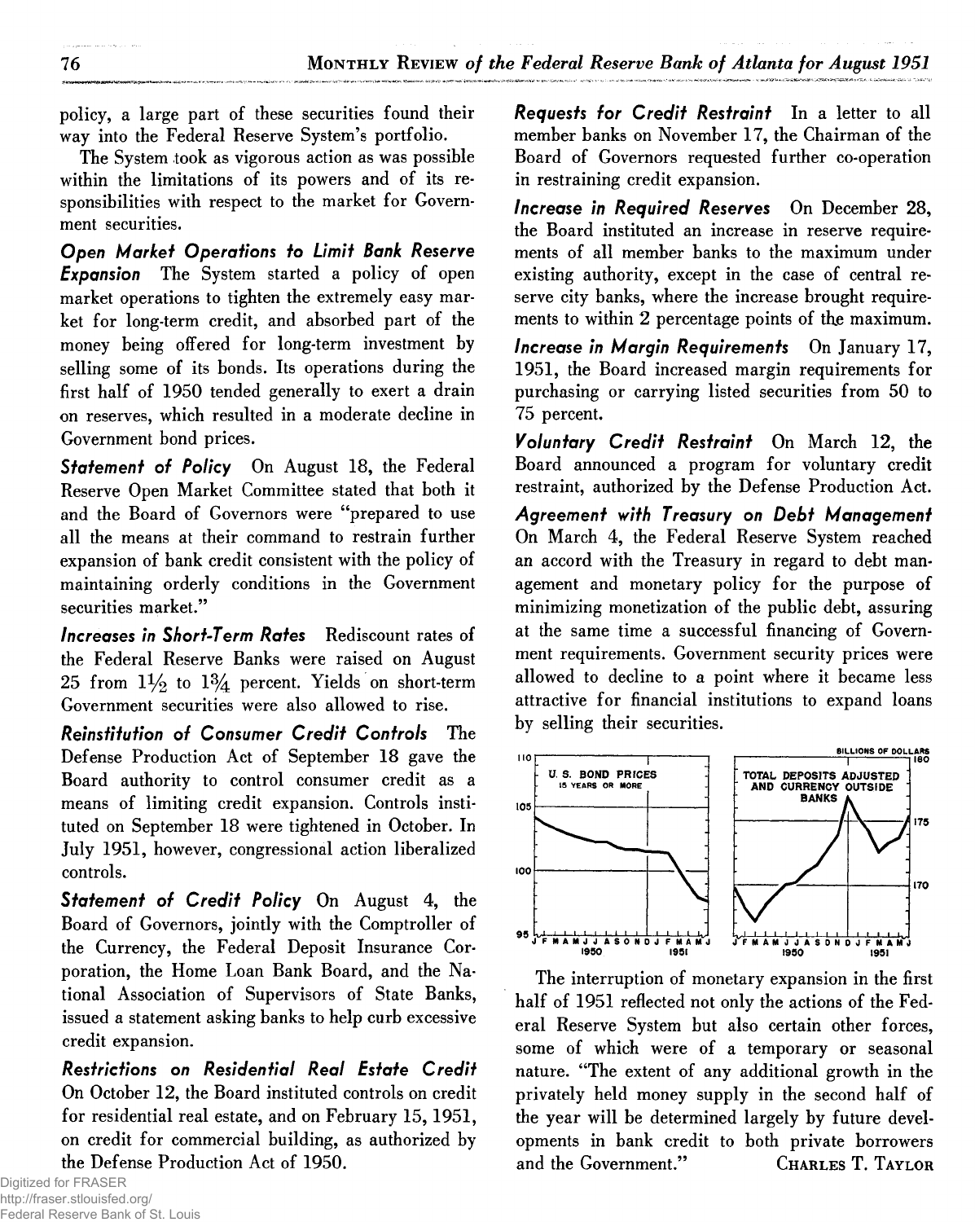policy, a large part of these securities found their way into the Federal Reserve System's portfolio.

The System took as vigorous action as was possible within the limitations of its powers and of its responsibilities with respect to the market for Government securities.

***Open Market Operations to Limit Bank Reserve Expansion*** The System started a policy of open market operations to tighten the extremely easy market for long-term credit, and absorbed part of the money being offered for long-term investment by selling some of its bonds. Its operations during the first half of 1950 tended generally to exert a drain on reserves, which resulted in a moderate decline in Government bond prices.

***Statement of Policy*** On August 18, the Federal Reserve Open Market Committee stated that both it and the Board of Governors were "prepared to use all the means at their command to restrain further expansion of bank credit consistent with the policy of maintaining orderly conditions in the Government securities market."

***Increases in Short-Term Rates*** Rediscount rates of the Federal Reserve Banks were raised on August 25 from 1½ to 1¾ percent. Yields on short-term Government securities were also allowed to rise.

***Reinstitution of Consumer Credit Controls*** The Defense Production Act of September 18 gave the Board authority to control consumer credit as a means of limiting credit expansion. Controls instituted on September 18 were tightened in October. In July 1951, however, congressional action liberalized controls.

***Statement of Credit Policy*** On August 4, the Board of Governors, jointly with the Comptroller of the Currency, the Federal Deposit Insurance Corporation, the Home Loan Bank Board, and the National Association of Supervisors of State Banks, issued a statement asking banks to help curb excessive credit expansion.

***Restrictions on Residential Real Estate Credit*** On October 12, the Board instituted controls on credit for residential real estate, and on February 15, 1951, on credit for commercial building, as authorized by the Defense Production Act of 1950.

***Requests for Credit Restraint*** In a letter to all member banks on November 17, the Chairman of the Board of Governors requested further co-operation in restraining credit expansion.

***Increase in Required Reserves*** On December 28, the Board instituted an increase in reserve requirements of all member banks to the maximum under existing authority, except in the case of central reserve city banks, where the increase brought requirements to within 2 percentage points of the maximum.

***Increase in Margin Requirements*** On January 17, 1951, the Board increased margin requirements for purchasing or carrying listed securities from 50 to 75 percent.

***Voluntary Credit Restraint*** On March 12, the Board announced a program for voluntary credit restraint, authorized by the Defense Production Act.

***Agreement with Treasury on Debt Management*** On March 4, the Federal Reserve System reached an accord with the Treasury in regard to debt management and monetary policy for the purpose of minimizing monetization of the public debt, assuring at the same time a successful financing of Government requirements. Government security prices were allowed to decline to a point where it became less attractive for financial institutions to expand loans by selling their securities.

The interruption of monetary expansion in the first half of 1951 reflected not only the actions of the Federal Reserve System but also certain other forces, some of which were of a temporary or seasonal nature. "The extent of any additional growth in the privately held money supply in the second half of the year will be determined largely by future developments in bank credit to both private borrowers and the Government."

CHARLES T. TAYLOR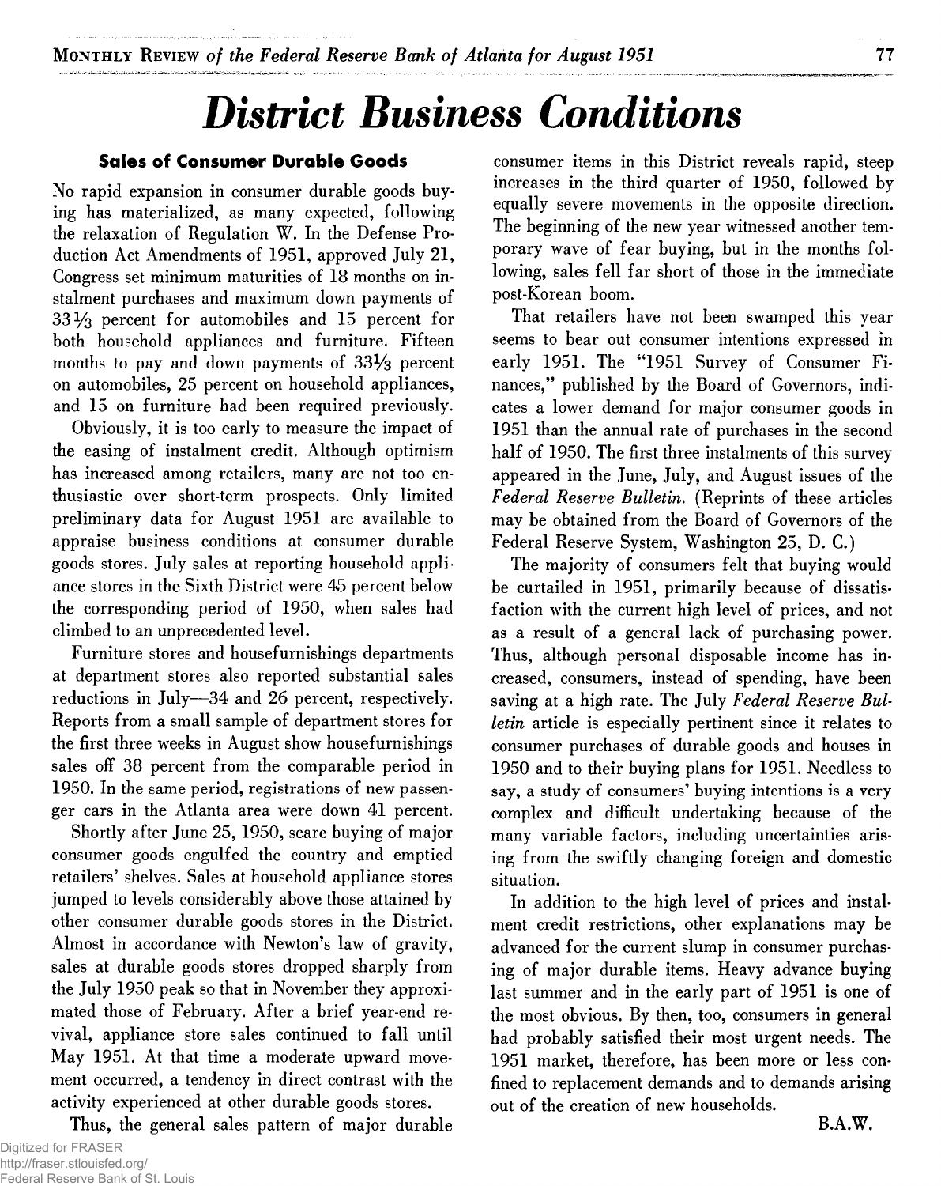# District Business Conditions

### Sales of Consumer Durable Goods

No rapid expansion in consumer durable goods buying has materialized, as many expected, following the relaxation of Regulation W. In the Defense Production Act Amendments of 1951, approved July 21, Congress set minimum maturities of 18 months on instalment purchases and maximum down payments of 33⅓ percent for automobiles and 15 percent for both household appliances and furniture. Fifteen months to pay and down payments of 33⅓ percent on automobiles, 25 percent on household appliances, and 15 on furniture had been required previously.

Obviously, it is too early to measure the impact of the easing of instalment credit. Although optimism has increased among retailers, many are not too enthusiastic over short-term prospects. Only limited preliminary data for August 1951 are available to appraise business conditions at consumer durable goods stores. July sales at reporting household appliance stores in the Sixth District were 45 percent below the corresponding period of 1950, when sales had climbed to an unprecedented level.

Furniture stores and housefurnishings departments at department stores also reported substantial sales reductions in July—34 and 26 percent, respectively. Reports from a small sample of department stores for the first three weeks in August show housefurnishings sales off 38 percent from the comparable period in 1950. In the same period, registrations of new passenger cars in the Atlanta area were down 41 percent.

Shortly after June 25, 1950, scare buying of major consumer goods engulfed the country and emptied retailers' shelves. Sales at household appliance stores jumped to levels considerably above those attained by other consumer durable goods stores in the District. Almost in accordance with Newton's law of gravity, sales at durable goods stores dropped sharply from the July 1950 peak so that in November they approximated those of February. After a brief year-end revival, appliance store sales continued to fall until May 1951. At that time a moderate upward movement occurred, a tendency in direct contrast with the activity experienced at other durable goods stores.

Thus, the general sales pattern of major durable consumer items in this District reveals rapid, steep increases in the third quarter of 1950, followed by equally severe movements in the opposite direction. The beginning of the new year witnessed another temporary wave of fear buying, but in the months following, sales fell far short of those in the immediate post-Korean boom.

That retailers have not been swamped this year seems to bear out consumer intentions expressed in early 1951. The "1951 Survey of Consumer Finances," published by the Board of Governors, indicates a lower demand for major consumer goods in 1951 than the annual rate of purchases in the second half of 1950. The first three instalments of this survey appeared in the June, July, and August issues of the *Federal Reserve Bulletin*. (Reprints of these articles may be obtained from the Board of Governors of the Federal Reserve System, Washington 25, D. C.)

The majority of consumers felt that buying would be curtailed in 1951, primarily because of dissatisfaction with the current high level of prices, and not as a result of a general lack of purchasing power. Thus, although personal disposable income has increased, consumers, instead of spending, have been saving at a high rate. The July *Federal Reserve Bulletin* article is especially pertinent since it relates to consumer purchases of durable goods and houses in 1950 and to their buying plans for 1951. Needless to say, a study of consumers' buying intentions is a very complex and difficult undertaking because of the many variable factors, including uncertainties arising from the swiftly changing foreign and domestic situation.

In addition to the high level of prices and instalment credit restrictions, other explanations may be advanced for the current slump in consumer purchasing of major durable items. Heavy advance buying last summer and in the early part of 1951 is one of the most obvious. By then, too, consumers in general had probably satisfied their most urgent needs. The 1951 market, therefore, has been more or less confined to replacement demands and to demands arising out of the creation of new households.

B.A.W.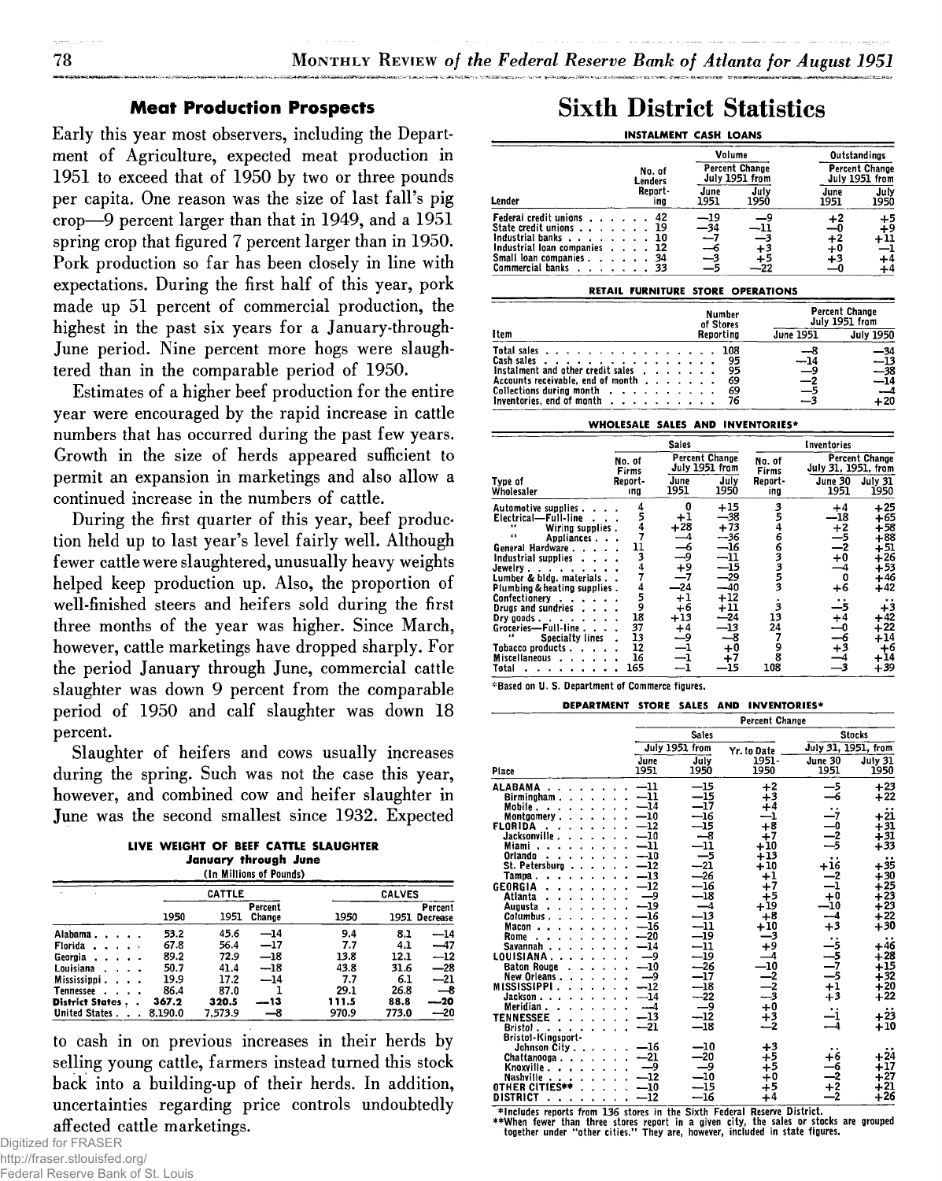## Meat Production Prospects

Early this year most observers, including the Department of Agriculture, expected meat production in 1951 to exceed that of 1950 by two or three pounds per capita. One reason was the size of last fall's pig crop—9 percent larger than that in 1949, and a 1951 spring crop that figured 7 percent larger than in 1950. Pork production so far has been closely in line with expectations. During the first half of this year, pork made up 51 percent of commercial production, the highest in the past six years for a January-through-June period. Nine percent more hogs were slaughtered than in the comparable period of 1950.

Estimates of a higher beef production for the entire year were encouraged by the rapid increase in cattle numbers that has occurred during the past few years. Growth in the size of herds appeared sufficient to permit an expansion in marketings and also allow a continued increase in the numbers of cattle.

During the first quarter of this year, beef production held up to last year's level fairly well. Although fewer cattle were slaughtered, unusually heavy weights helped keep production up. Also, the proportion of well-finished steers and heifers sold during the first three months of the year was higher. Since March, however, cattle marketings have dropped sharply. For the period January through June, commercial cattle slaughter was down 9 percent from the comparable period of 1950 and calf slaughter was down 18 percent.

Slaughter of heifers and cows usually increases during the spring. Such was not the case this year, however, and combined cow and heifer slaughter in June was the second smallest since 1932. Expected to cash in on previous increases in their herds by selling young cattle, farmers instead turned this stock back into a building-up of their herds. In addition, uncertainties regarding price controls undoubtedly affected cattle marketings.

**LIVE WEIGHT OF BEEF CATTLE SLAUGHTER**
**January through June**
(In Millions of Pounds)

| | CATTLE | | | CALVES | | |
|---|---|---|---|---|---|---|
| | 1950 | 1951 | Percent Change | 1950 | 1951 | Percent Decrease |
| Alabama | 53.2 | 45.6 | —14 | 9.4 | 8.1 | —14 |
| Florida | 67.8 | 56.4 | —17 | 7.7 | 4.1 | —47 |
| Georgia | 89.2 | 72.9 | —18 | 13.8 | 12.1 | —12 |
| Louisiana | 50.7 | 41.4 | —18 | 43.8 | 31.6 | —28 |
| Mississippi | 19.9 | 17.2 | —14 | 7.7 | 6.1 | —21 |
| Tennessee | 86.4 | 87.0 | 1 | 29.1 | 26.8 | —8 |
| **District States** | **367.2** | **320.5** | **—13** | **111.5** | **88.8** | **—20** |
| United States | 8,190.0 | 7,573.9 | —8 | 970.9 | 773.0 | —20 |

# Sixth District Statistics

**INSTALMENT CASH LOANS**

| | | Volume | | Outstandings | |
|---|---|---|---|---|---|
| | | Percent Change July 1951 from | | Percent Change July 1951 from | |
| Lender | No. of Lenders Reporting | June 1951 | July 1950 | June 1951 | July 1950 |
| Federal credit unions | 42 | —19 | —9 | +2 | +5 |
| State credit unions | 19 | —34 | —11 | —0 | +9 |
| Industrial banks | 10 | —7 | —3 | +2 | +11 |
| Industrial loan companies | 12 | —6 | +3 | +0 | —1 |
| Small loan companies | 34 | —3 | +5 | +3 | +4 |
| Commercial banks | 33 | —5 | —22 | —0 | +4 |

**RETAIL FURNITURE STORE OPERATIONS**

| | | Percent Change July 1951 from | |
|---|---|---|---|
| Item | Number of Stores Reporting | June 1951 | July 1950 |
| Total sales | 108 | —8 | —34 |
| Cash sales | 95 | —14 | —13 |
| Instalment and other credit sales | 95 | —9 | —38 |
| Accounts receivable, end of month | 69 | —2 | —14 |
| Collections during month | 69 | —5 | —4 |
| Inventories, end of month | 76 | —3 | +20 |

**WHOLESALE SALES AND INVENTORIES***

| | Sales | | | Inventories | | |
|---|---|---|---|---|---|---|
| | | Percent Change July 1951 from | | | Percent Change July 31, 1951, from | |
| Type of Wholesaler | No. of Firms Reporting | June 1951 | July 1950 | No. of Firms Reporting | June 30 1951 | July 31 1950 |
| Automotive supplies | 4 | 0 | +15 | 3 | +4 | +25 |
| Electrical—Full-line | 5 | +1 | —38 | 5 | —18 | +65 |
| " Wiring supplies | 4 | +28 | +73 | 4 | +2 | +58 |
| " Appliances | 7 | —4 | —36 | 6 | —5 | +88 |
| General Hardware | 11 | —6 | —16 | 6 | —2 | +51 |
| Industrial supplies | 3 | —9 | —11 | 3 | +0 | +26 |
| Jewelry | 4 | +9 | —15 | 3 | —4 | +53 |
| Lumber & bldg. materials | 7 | —7 | —29 | 5 | 0 | +46 |
| Plumbing & heating supplies | 4 | —24 | —40 | 3 | +6 | +42 |
| Confectionery | 5 | +1 | +12 | . | .. | .. |
| Drugs and sundries | 9 | +6 | +11 | 3 | —5 | +3 |
| Dry goods | 18 | +13 | —24 | 13 | +4 | +42 |
| Groceries—Full-line | 37 | +4 | —13 | 24 | —0 | +22 |
| " Specialty lines | 13 | —9 | —8 | 7 | —6 | +14 |
| Tobacco products | 12 | —1 | +0 | 9 | +3 | +6 |
| Miscellaneous | 16 | —1 | +7 | 8 | —4 | +14 |
| Total | 165 | —1 | —15 | 108 | —3 | +39 |

*Based on U. S. Department of Commerce figures.

**DEPARTMENT STORE SALES AND INVENTORIES***

| | Percent Change | | | | |
|---|---|---|---|---|---|
| | Sales | | | Stocks | |
| | July 1951 from | | Yr. to Date | July 31, 1951, from | |
| Place | June 1951 | July 1950 | 1951-1950 | June 30 1951 | July 31 1950 |
| ALABAMA | —11 | —15 | +2 | —5 | +23 |
| Birmingham | —11 | —15 | +3 | —6 | +22 |
| Mobile | —14 | —17 | +4 | .. | .. |
| Montgomery | —10 | —16 | —1 | —7 | +21 |
| FLORIDA | —12 | —15 | +8 | —0 | +31 |
| Jacksonville | —10 | —8 | +7 | —2 | +31 |
| Miami | —11 | —11 | +10 | —5 | +33 |
| Orlando | —10 | —5 | +13 | .. | .. |
| St. Petersburg | —12 | —21 | +10 | +16 | +35 |
| Tampa | —13 | —26 | +1 | —2 | +30 |
| GEORGIA | —12 | —16 | +7 | —1 | +25 |
| Atlanta | —9 | —18 | +5 | +0 | +23 |
| Augusta | —19 | —4 | +19 | —10 | +23 |
| Columbus | —16 | —13 | +8 | —4 | +22 |
| Macon | —16 | —11 | +10 | +3 | +30 |
| Rome | —20 | —19 | —3 | .. | .. |
| Savannah | —14 | —11 | +9 | —5 | +46 |
| LOUISIANA | —9 | —19 | —4 | —5 | +28 |
| Baton Rouge | —10 | —26 | —10 | —7 | +15 |
| New Orleans | —9 | —17 | —2 | —5 | +32 |
| MISSISSIPPI | —12 | —18 | —2 | +1 | +20 |
| Jackson | —14 | —22 | —3 | +3 | +22 |
| Meridian | —4 | —9 | +0 | .. | .. |
| TENNESSEE | —13 | —12 | +3 | —1 | +23 |
| Bristol | —21 | —18 | —2 | —4 | +10 |
| Bristol-Kingsport-Johnson City | —16 | —10 | +3 | .. | .. |
| Chattanooga | —21 | —20 | +5 | +6 | +24 |
| Knoxville | —9 | —9 | +5 | —6 | +17 |
| Nashville | —12 | —10 | +0 | —2 | +27 |
| OTHER CITIES** | —10 | —15 | +5 | +2 | +21 |
| DISTRICT | —12 | —16 | +4 | —2 | +26 |

*Includes reports from 136 stores in the Sixth Federal Reserve District.
**When fewer than three stores report in a given city, the sales or stocks are grouped together under "other cities." They are, however, included in state figures.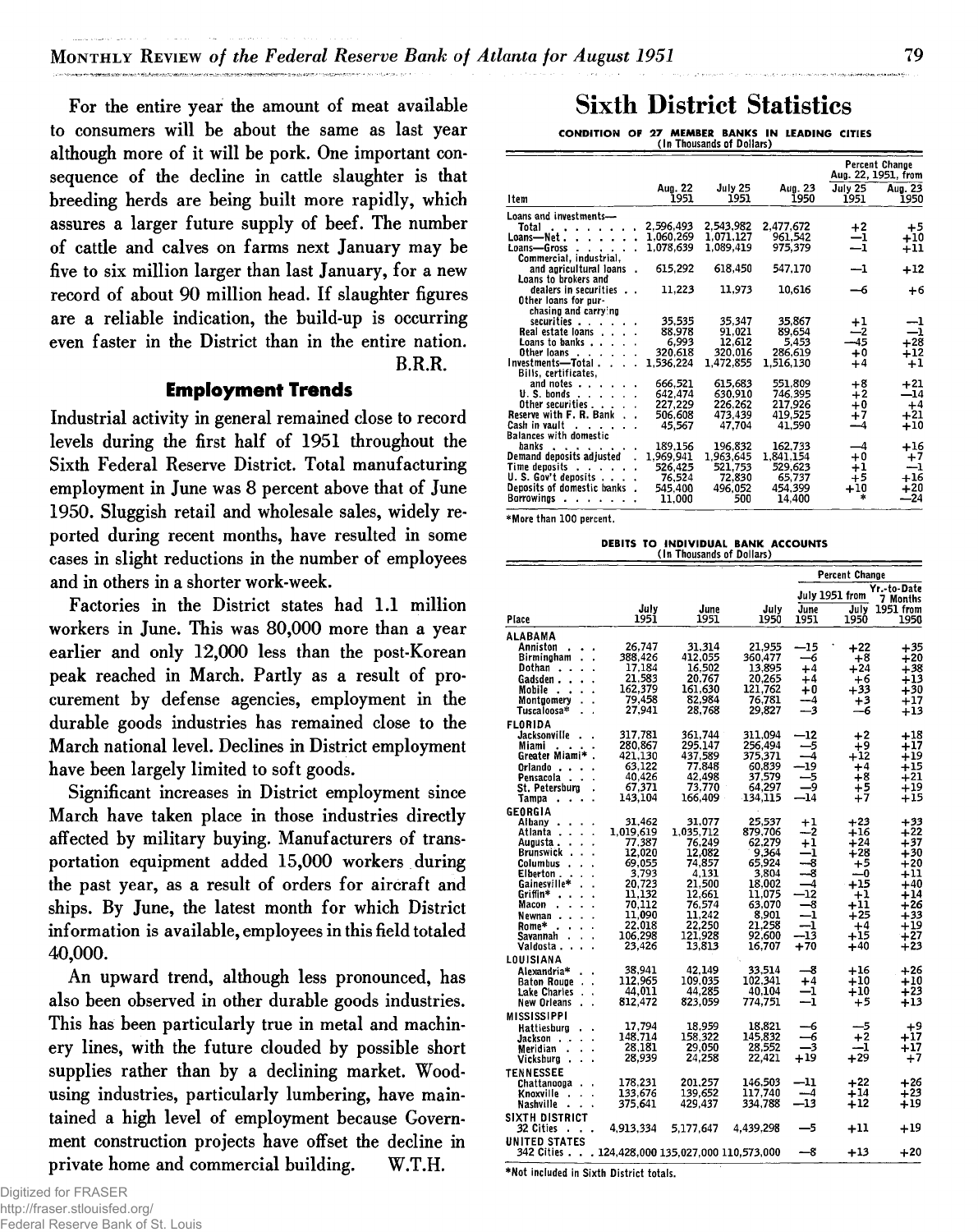For the entire year the amount of meat available to consumers will be about the same as last year although more of it will be pork. One important consequence of the decline in cattle slaughter is that breeding herds are being built more rapidly, which assures a larger future supply of beef. The number of cattle and calves on farms next January may be five to six million larger than last January, for a new record of about 90 million head. If slaughter figures are a reliable indication, the build-up is occurring even faster in the District than in the entire nation.

B.R.R.

## Employment Trends

Industrial activity in general remained close to record levels during the first half of 1951 throughout the Sixth Federal Reserve District. Total manufacturing employment in June was 8 percent above that of June 1950. Sluggish retail and wholesale sales, widely reported during recent months, have resulted in some cases in slight reductions in the number of employees and in others in a shorter work-week.

Factories in the District states had 1.1 million workers in June. This was 80,000 more than a year earlier and only 12,000 less than the post-Korean peak reached in March. Partly as a result of procurement by defense agencies, employment in the durable goods industries has remained close to the March national level. Declines in District employment have been largely limited to soft goods.

Significant increases in District employment since March have taken place in those industries directly affected by military buying. Manufacturers of transportation equipment added 15,000 workers during the past year, as a result of orders for aircraft and ships. By June, the latest month for which District information is available, employees in this field totaled 40,000.

An upward trend, although less pronounced, has also been observed in other durable goods industries. This has been particularly true in metal and machinery lines, with the future clouded by possible short supplies rather than by a declining market. Wood-using industries, particularly lumbering, have maintained a high level of employment because Government construction projects have offset the decline in private home and commercial building.

W.T.H.

# Sixth District Statistics

**CONDITION OF 27 MEMBER BANKS IN LEADING CITIES**
(In Thousands of Dollars)

| Item | Aug. 22 1951 | July 25 1951 | Aug. 23 1950 | Percent Change Aug. 22, 1951, from July 25 1951 | Aug. 23 1950 |
|---|---|---|---|---|---|
| Loans and investments— | | | | | |
| Total | 2,596,493 | 2,543,982 | 2,477,672 | +2 | +5 |
| Loans—Net | 1,060,269 | 1,071,127 | 961,542 | −1 | +10 |
| Loans—Gross | 1,078,639 | 1,089,419 | 975,379 | −1 | +11 |
| Commercial, industrial, and agricultural loans | 615,292 | 618,450 | 547,170 | −1 | +12 |
| Loans to brokers and dealers in securities | 11,223 | 11,973 | 10,616 | −6 | +6 |
| Other loans for purchasing and carrying securities | 35,535 | 35,347 | 35,867 | +1 | −1 |
| Real estate loans | 88,978 | 91,021 | 89,654 | −2 | −1 |
| Loans to banks | 6,993 | 12,612 | 5,453 | −45 | +28 |
| Other loans | 320,618 | 320,016 | 286,619 | +0 | +12 |
| Investments—Total | 1,536,224 | 1,472,855 | 1,516,130 | +4 | +1 |
| Bills, certificates, and notes | 666,521 | 615,683 | 551,809 | +8 | +21 |
| U. S. bonds | 642,474 | 630,910 | 746,395 | +2 | −14 |
| Other securities | 227,229 | 226,262 | 217,926 | +0 | +4 |
| Reserve with F. R. Bank | 506,608 | 473,439 | 419,525 | +7 | +21 |
| Cash in vault | 45,567 | 47,704 | 41,590 | −4 | +10 |
| Balances with domestic banks | 189,156 | 196,832 | 162,733 | −4 | +16 |
| Demand deposits adjusted | 1,969,941 | 1,963,645 | 1,841,154 | +0 | +7 |
| Time deposits | 526,425 | 521,753 | 529,623 | +1 | −1 |
| U. S. Gov't deposits | 76,524 | 72,830 | 65,737 | +5 | +16 |
| Deposits of domestic banks | 545,400 | 496,052 | 454,399 | +10 | +20 |
| Borrowings | 11,000 | 500 | 14,400 | * | −24 |

*More than 100 percent.

**DEBITS TO INDIVIDUAL BANK ACCOUNTS**
(In Thousands of Dollars)

| Place | July 1951 | June 1951 | July 1950 | Percent Change July 1951 from June 1951 | July 1950 | Yr.-to-Date 7 Months 1951 from 1950 |
|---|---|---|---|---|---|---|
| **ALABAMA** | | | | | | |
| Anniston | 26,747 | 31,314 | 21,955 | −15 | +22 | +35 |
| Birmingham | 388,426 | 412,055 | 360,477 | −6 | +8 | +20 |
| Dothan | 17,184 | 16,502 | 13,895 | +4 | +24 | +38 |
| Gadsden | 21,583 | 20,767 | 20,265 | +4 | +6 | +13 |
| Mobile | 162,379 | 161,630 | 121,762 | +0 | +33 | +30 |
| Montgomery | 79,458 | 82,984 | 76,781 | −4 | +3 | +17 |
| Tuscaloosa* | 27,941 | 28,768 | 29,827 | −3 | −6 | +13 |
| **FLORIDA** | | | | | | |
| Jacksonville | 317,781 | 361,744 | 311,094 | −12 | +2 | +18 |
| Miami | 280,867 | 295,147 | 256,494 | −5 | +9 | +17 |
| Greater Miami* | 421,130 | 437,589 | 375,371 | −4 | +12 | +19 |
| Orlando | 63,122 | 77,848 | 60,839 | −19 | +4 | +15 |
| Pensacola | 40,426 | 42,498 | 37,579 | −5 | +8 | +21 |
| St. Petersburg | 67,371 | 73,770 | 64,297 | −9 | +5 | +19 |
| Tampa | 143,104 | 166,409 | 134,115 | −14 | +7 | +15 |
| **GEORGIA** | | | | | | |
| Albany | 31,462 | 31,077 | 25,537 | +1 | +23 | +33 |
| Atlanta | 1,019,619 | 1,035,712 | 879,706 | −2 | +16 | +22 |
| Augusta | 77,387 | 76,249 | 62,279 | +1 | +24 | +37 |
| Brunswick | 12,020 | 12,082 | 9,364 | −1 | +28 | +30 |
| Columbus | 69,055 | 74,857 | 65,924 | −8 | +5 | +20 |
| Elberton | 3,793 | 4,131 | 3,804 | −8 | −0 | +11 |
| Gainesville* | 20,723 | 21,500 | 18,002 | −4 | +15 | +40 |
| Griffin* | 11,132 | 12,661 | 11,075 | −12 | +1 | +14 |
| Macon | 70,112 | 76,574 | 63,070 | −8 | +11 | +26 |
| Newnan | 11,090 | 11,242 | 8,901 | −1 | +25 | +33 |
| Rome* | 22,018 | 22,250 | 21,258 | −1 | +4 | +19 |
| Savannah | 106,298 | 121,928 | 92,600 | −13 | +15 | +27 |
| Valdosta | 23,426 | 13,813 | 16,707 | +70 | +40 | +23 |
| **LOUISIANA** | | | | | | |
| Alexandria* | 38,941 | 42,149 | 33,514 | −8 | +16 | +26 |
| Baton Rouge | 112,965 | 109,035 | 102,341 | +4 | +10 | +10 |
| Lake Charles | 44,011 | 44,285 | 40,104 | −1 | +10 | +23 |
| New Orleans | 812,472 | 823,059 | 774,751 | −1 | +5 | +13 |
| **MISSISSIPPI** | | | | | | |
| Hattiesburg | 17,794 | 18,959 | 18,821 | −6 | −5 | +9 |
| Jackson | 148,714 | 158,322 | 145,832 | −6 | +2 | +17 |
| Meridian | 28,181 | 29,050 | 28,552 | −3 | −1 | +17 |
| Vicksburg | 28,939 | 24,258 | 22,421 | +19 | +29 | +7 |
| **TENNESSEE** | | | | | | |
| Chattanooga | 178,231 | 201,257 | 146,503 | −11 | +22 | +26 |
| Knoxville | 133,676 | 139,652 | 117,740 | −4 | +14 | +23 |
| Nashville | 375,641 | 429,437 | 334,788 | −13 | +12 | +19 |
| **SIXTH DISTRICT** | | | | | | |
| 32 Cities | 4,913,334 | 5,177,647 | 4,439,298 | −5 | +11 | +19 |
| **UNITED STATES** | | | | | | |
| 342 Cities | 124,428,000 | 135,027,000 | 110,573,000 | −8 | +13 | +20 |

*Not included in Sixth District totals.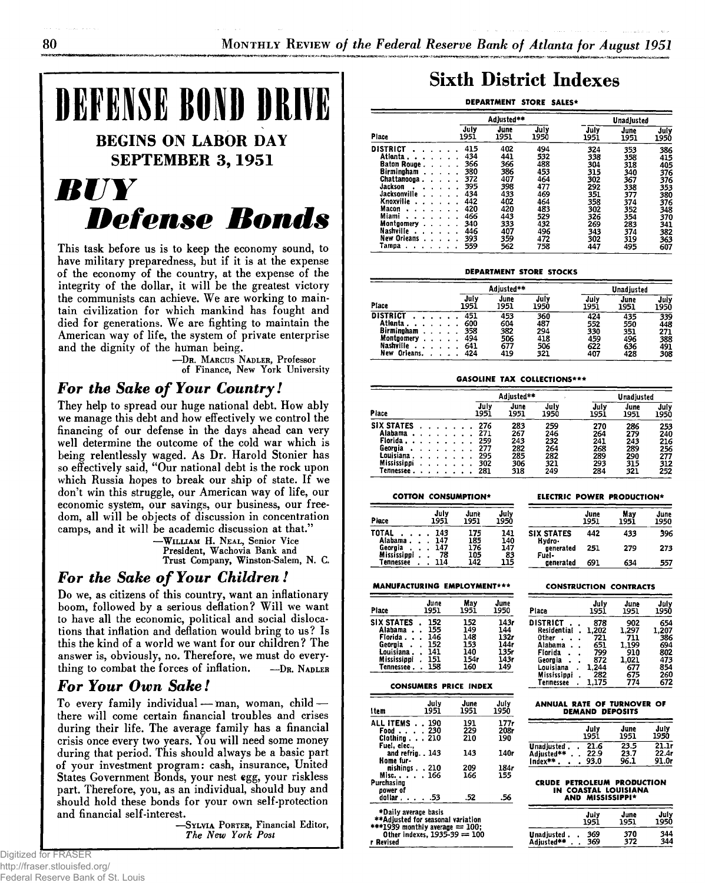# DEFENSE BOND DRIVE

## BEGINS ON LABOR DAY SEPTEMBER 3, 1951

# *BUY Defense Bonds*

This task before us is to keep the economy sound, to have military preparedness, but if it is at the expense of the economy of the country, at the expense of the integrity of the dollar, it will be the greatest victory the communists can achieve. We are working to maintain civilization for which mankind has fought and died for generations. We are fighting to maintain the American way of life, the system of private enterprise and the dignity of the human being.

—Dr. Marcus Nadler, Professor of Finance, New York University

## *For the Sake of Your Country!*

They help to spread our huge national debt. How ably we manage this debt and how effectively we control the financing of our defense in the days ahead can very well determine the outcome of the cold war which is being relentlessly waged. As Dr. Harold Stonier has so effectively said, "Our national debt is the rock upon which Russia hopes to break our ship of state. If we don't win this struggle, our American way of life, our economic system, our savings, our business, our freedom, all will be objects of discussion in concentration camps, and it will be academic discussion at that."

—William H. Neal, Senior Vice President, Wachovia Bank and Trust Company, Winston-Salem, N. C.

## *For the Sake of Your Children!*

Do we, as citizens of this country, want an inflationary boom, followed by a serious deflation? Will we want to have all the economic, political and social dislocations that inflation and deflation would bring to us? Is this the kind of a world we want for our children? The answer is, obviously, no. Therefore, we must do everything to combat the forces of inflation. —Dr. Nadler

## *For Your Own Sake!*

To every family individual — man, woman, child — there will come certain financial troubles and crises during their life. The average family has a financial crisis once every two years. You will need some money during that period. This should always be a basic part of your investment program: cash, insurance, United States Government Bonds, your nest egg, your riskless part. Therefore, you, as an individual, should buy and should hold these bonds for your own self-protection and financial self-interest.

—Sylvia Porter, Financial Editor, *The New York Post*

# Sixth District Indexes

**DEPARTMENT STORE SALES***

| Place | Adjusted** | | | Unadjusted | | |
|---|---|---|---|---|---|---|
| | July 1951 | June 1951 | July 1950 | July 1951 | June 1951 | July 1950 |
| DISTRICT | 415 | 402 | 494 | 324 | 353 | 386 |
| Atlanta | 434 | 441 | 532 | 338 | 358 | 415 |
| Baton Rouge | 366 | 366 | 488 | 304 | 318 | 405 |
| Birmingham | 380 | 386 | 453 | 315 | 340 | 376 |
| Chattanooga | 372 | 407 | 464 | 302 | 367 | 376 |
| Jackson | 395 | 398 | 477 | 292 | 338 | 353 |
| Jacksonville | 434 | 433 | 469 | 351 | 377 | 380 |
| Knoxville | 442 | 402 | 464 | 358 | 374 | 376 |
| Macon | 420 | 420 | 483 | 302 | 352 | 348 |
| Miami | 466 | 443 | 529 | 326 | 354 | 370 |
| Montgomery | 340 | 333 | 432 | 269 | 283 | 341 |
| Nashville | 446 | 407 | 496 | 343 | 374 | 382 |
| New Orleans | 393 | 359 | 472 | 302 | 319 | 363 |
| Tampa | 559 | 562 | 758 | 447 | 495 | 607 |

**DEPARTMENT STORE STOCKS**

| Place | Adjusted** | | | Unadjusted | | |
|---|---|---|---|---|---|---|
| | July 1951 | June 1951 | July 1950 | July 1951 | June 1951 | July 1950 |
| DISTRICT | 451 | 453 | 360 | 424 | 435 | 339 |
| Atlanta | 600 | 604 | 487 | 552 | 550 | 448 |
| Birmingham | 358 | 382 | 294 | 330 | 351 | 271 |
| Montgomery | 494 | 506 | 418 | 459 | 496 | 388 |
| Nashville | 641 | 677 | 506 | 622 | 636 | 491 |
| New Orleans | 424 | 419 | 321 | 407 | 428 | 308 |

**GASOLINE TAX COLLECTIONS*****

| Place | Adjusted** | | | Unadjusted | | |
|---|---|---|---|---|---|---|
| | July 1951 | June 1951 | July 1950 | July 1951 | June 1951 | July 1950 |
| SIX STATES | 276 | 283 | 259 | 270 | 286 | 253 |
| Alabama | 271 | 267 | 246 | 264 | 279 | 240 |
| Florida | 259 | 243 | 232 | 241 | 243 | 216 |
| Georgia | 277 | 282 | 264 | 268 | 289 | 256 |
| Louisiana | 295 | 285 | 282 | 289 | 290 | 277 |
| Mississippi | 302 | 306 | 321 | 293 | 315 | 312 |
| Tennessee | 281 | 318 | 249 | 284 | 321 | 252 |

**COTTON CONSUMPTION***

| Place | July 1951 | June 1951 | July 1950 |
|---|---|---|---|
| TOTAL | 143 | 175 | 141 |
| Alabama | 147 | 185 | 140 |
| Georgia | 147 | 176 | 147 |
| Mississippi | 78 | 105 | 83 |
| Tennessee | 114 | 142 | 115 |

**ELECTRIC POWER PRODUCTION***

| | June 1951 | May 1951 | June 1950 |
|---|---|---|---|
| SIX STATES | 442 | 433 | 396 |
| Hydro-generated | 251 | 279 | 273 |
| Fuel-generated | 691 | 634 | 557 |

**MANUFACTURING EMPLOYMENT*****

| Place | June 1951 | May 1951 | June 1950 |
|---|---|---|---|
| SIX STATES | 152 | 152 | 143r |
| Alabama | 155 | 149 | 144 |
| Florida | 146 | 148 | 132r |
| Georgia | 152 | 153 | 144r |
| Louisiana | 141 | 140 | 135r |
| Mississippi | 151 | 154r | 143r |
| Tennessee | 158 | 160 | 149 |

**CONSTRUCTION CONTRACTS**

| Place | July 1951 | June 1951 | July 1950 |
|---|---|---|---|
| DISTRICT | 878 | 902 | 654 |
| Residential | 1,202 | 1,297 | 1,207 |
| Other | 721 | 711 | 386 |
| Alabama | 651 | 1,199 | 694 |
| Florida | 799 | 910 | 802 |
| Georgia | 872 | 1,021 | 473 |
| Louisiana | 1,244 | 677 | 854 |
| Mississippi | 282 | 675 | 260 |
| Tennessee | 1,175 | 774 | 672 |

**CONSUMERS PRICE INDEX**

| Item | July 1951 | June 1951 | July 1950 |
|---|---|---|---|
| ALL ITEMS | 190 | 191 | 177r |
| Food | 230 | 229 | 208r |
| Clothing | 210 | 210 | 190 |
| Fuel, elec., and refrig. | 143 | 143 | 140r |
| Home furnishings | 210 | 209 | 184r |
| Misc. | 166 | 166 | 155 |
| Purchasing power of dollar | .53 | .52 | .56 |

**ANNUAL RATE OF TURNOVER OF DEMAND DEPOSITS**

| | July 1951 | June 1951 | July 1950 |
|---|---|---|---|
| Unadjusted | 21.6 | 23.5 | 21.1r |
| Adjusted** | 22.9 | 23.7 | 22.4r |
| Index** | 93.0 | 96.1 | 91.0r |

**CRUDE PETROLEUM PRODUCTION IN COASTAL LOUISIANA AND MISSISSIPPI***

| | July 1951 | June 1951 | July 1950 |
|---|---|---|---|
| Unadjusted | 369 | 370 | 344 |
| Adjusted** | 369 | 372 | 344 |

*Daily average basis
**Adjusted for seasonal variation
***1939 monthly average = 100; Other indexes, 1935-39 = 100
r Revised